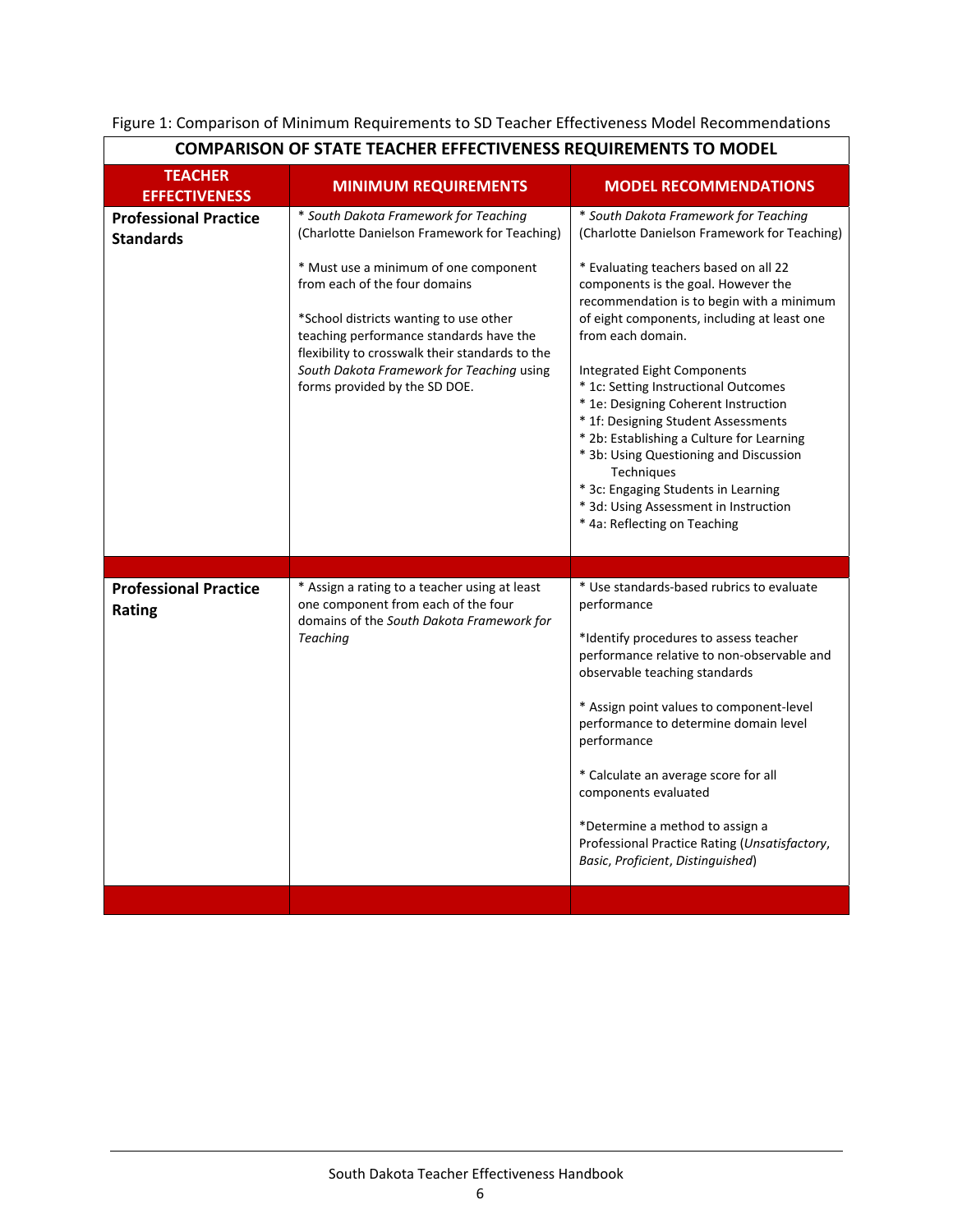Figure 1: Comparison of Minimum Requirements to SD Teacher Effectiveness Model Recommendations

| COMPARISON OF STATE TEACHER EFFECTIVENESS REQUIREMENTS TO MODEL | | |
|---|---|---|
| **TEACHER EFFECTIVENESS** | **MINIMUM REQUIREMENTS** | **MODEL RECOMMENDATIONS** |
| **Professional Practice Standards** | * *South Dakota Framework for Teaching* (Charlotte Danielson Framework for Teaching)<br><br>* Must use a minimum of one component from each of the four domains<br><br>*School districts wanting to use other teaching performance standards have the flexibility to crosswalk their standards to the *South Dakota Framework for Teaching* using forms provided by the SD DOE. | * *South Dakota Framework for Teaching* (Charlotte Danielson Framework for Teaching)<br><br>* Evaluating teachers based on all 22 components is the goal. However the recommendation is to begin with a minimum of eight components, including at least one from each domain.<br><br>Integrated Eight Components<br>* 1c: Setting Instructional Outcomes<br>* 1e: Designing Coherent Instruction<br>* 1f: Designing Student Assessments<br>* 2b: Establishing a Culture for Learning<br>* 3b: Using Questioning and Discussion Techniques<br>* 3c: Engaging Students in Learning<br>* 3d: Using Assessment in Instruction<br>* 4a: Reflecting on Teaching |
| | | |
| **Professional Practice Rating** | * Assign a rating to a teacher using at least one component from each of the four domains of the *South Dakota Framework for Teaching* | * Use standards-based rubrics to evaluate performance<br><br>*Identify procedures to assess teacher performance relative to non-observable and observable teaching standards<br><br>* Assign point values to component-level performance to determine domain level performance<br><br>* Calculate an average score for all components evaluated<br><br>*Determine a method to assign a Professional Practice Rating (*Unsatisfactory*, *Basic*, *Proficient*, *Distinguished*) |
| | | |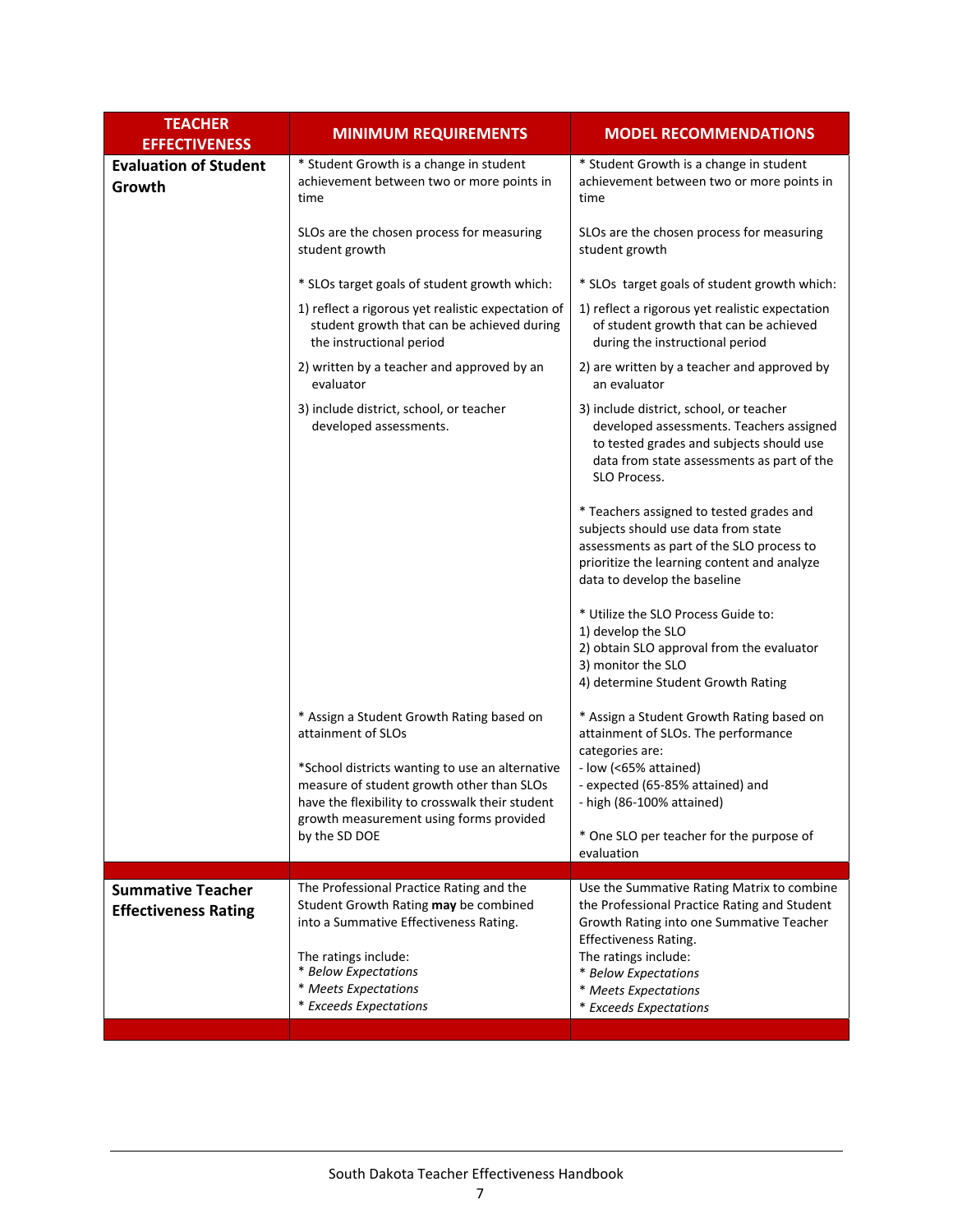| TEACHER EFFECTIVENESS | MINIMUM REQUIREMENTS | MODEL RECOMMENDATIONS |
|---|---|---|
| **Evaluation of Student Growth** | * Student Growth is a change in student achievement between two or more points in time<br><br>SLOs are the chosen process for measuring student growth<br><br>* SLOs target goals of student growth which:<br>1) reflect a rigorous yet realistic expectation of student growth that can be achieved during the instructional period<br>2) written by a teacher and approved by an evaluator<br>3) include district, school, or teacher developed assessments.<br><br>* Assign a Student Growth Rating based on attainment of SLOs<br><br>*School districts wanting to use an alternative measure of student growth other than SLOs have the flexibility to crosswalk their student growth measurement using forms provided by the SD DOE | * Student Growth is a change in student achievement between two or more points in time<br><br>SLOs are the chosen process for measuring student growth<br><br>* SLOs target goals of student growth which:<br>1) reflect a rigorous yet realistic expectation of student growth that can be achieved during the instructional period<br>2) are written by a teacher and approved by an evaluator<br>3) include district, school, or teacher developed assessments. Teachers assigned to tested grades and subjects should use data from state assessments as part of the SLO Process.<br><br>* Teachers assigned to tested grades and subjects should use data from state assessments as part of the SLO process to prioritize the learning content and analyze data to develop the baseline<br><br>* Utilize the SLO Process Guide to:<br>1) develop the SLO<br>2) obtain SLO approval from the evaluator<br>3) monitor the SLO<br>4) determine Student Growth Rating<br><br>* Assign a Student Growth Rating based on attainment of SLOs. The performance categories are:<br>- low (<65% attained)<br>- expected (65-85% attained) and<br>- high (86-100% attained)<br><br>* One SLO per teacher for the purpose of evaluation |
| | | |
| **Summative Teacher Effectiveness Rating** | The Professional Practice Rating and the Student Growth Rating **may** be combined into a Summative Effectiveness Rating.<br><br>The ratings include:<br>* *Below Expectations*<br>* *Meets Expectations*<br>* *Exceeds Expectations* | Use the Summative Rating Matrix to combine the Professional Practice Rating and Student Growth Rating into one Summative Teacher Effectiveness Rating.<br>The ratings include:<br>* *Below Expectations*<br>* *Meets Expectations*<br>* *Exceeds Expectations* |
| | | |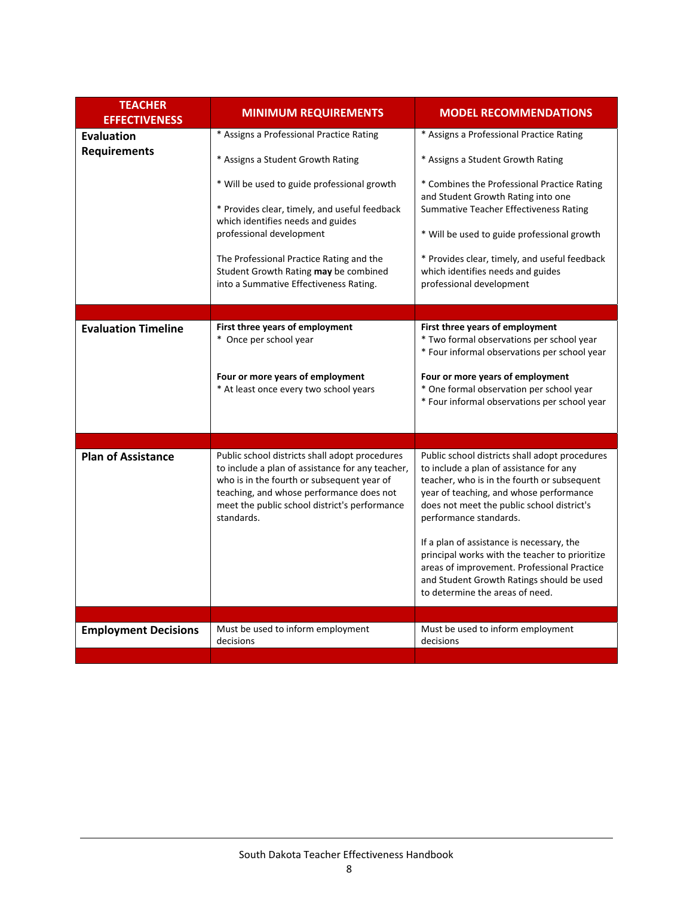| TEACHER EFFECTIVENESS | MINIMUM REQUIREMENTS | MODEL RECOMMENDATIONS |
|---|---|---|
| **Evaluation Requirements** | * Assigns a Professional Practice Rating<br><br>* Assigns a Student Growth Rating<br><br>* Will be used to guide professional growth<br><br>* Provides clear, timely, and useful feedback which identifies needs and guides professional development<br><br>The Professional Practice Rating and the Student Growth Rating **may** be combined into a Summative Effectiveness Rating. | * Assigns a Professional Practice Rating<br><br>* Assigns a Student Growth Rating<br><br>* Combines the Professional Practice Rating and Student Growth Rating into one Summative Teacher Effectiveness Rating<br><br>* Will be used to guide professional growth<br><br>* Provides clear, timely, and useful feedback which identifies needs and guides professional development |
| **Evaluation Timeline** | **First three years of employment**<br>* Once per school year<br><br>**Four or more years of employment**<br>* At least once every two school years | **First three years of employment**<br>* Two formal observations per school year<br>* Four informal observations per school year<br><br>**Four or more years of employment**<br>* One formal observation per school year<br>* Four informal observations per school year |
| **Plan of Assistance** | Public school districts shall adopt procedures to include a plan of assistance for any teacher, who is in the fourth or subsequent year of teaching, and whose performance does not meet the public school district's performance standards. | Public school districts shall adopt procedures to include a plan of assistance for any teacher, who is in the fourth or subsequent year of teaching, and whose performance does not meet the public school district's performance standards.<br><br>If a plan of assistance is necessary, the principal works with the teacher to prioritize areas of improvement. Professional Practice and Student Growth Ratings should be used to determine the areas of need. |
| **Employment Decisions** | Must be used to inform employment decisions | Must be used to inform employment decisions |